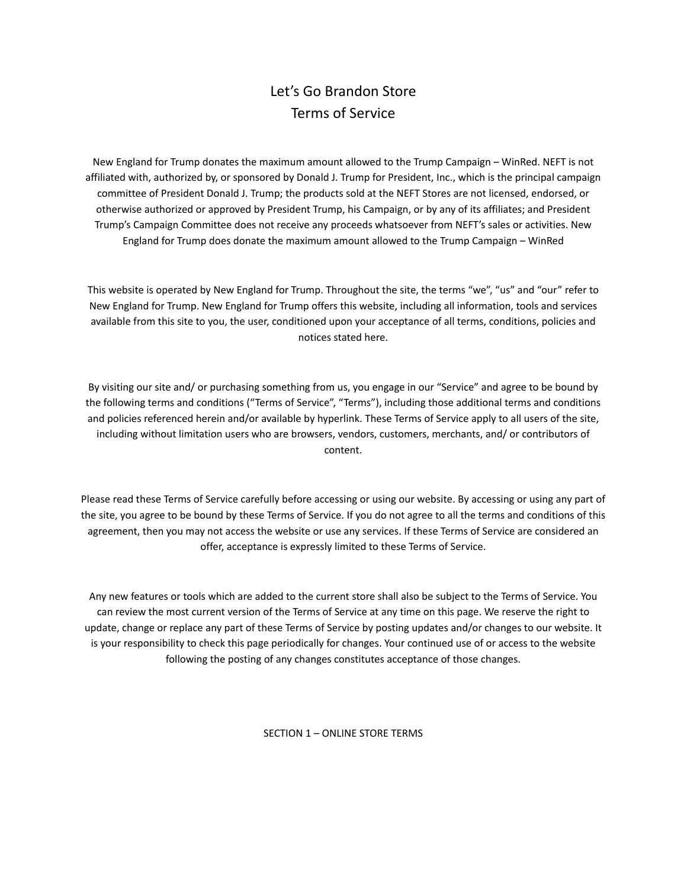# Let's Go Brandon Store
# Terms of Service

New England for Trump donates the maximum amount allowed to the Trump Campaign – WinRed. NEFT is not affiliated with, authorized by, or sponsored by Donald J. Trump for President, Inc., which is the principal campaign committee of President Donald J. Trump; the products sold at the NEFT Stores are not licensed, endorsed, or otherwise authorized or approved by President Trump, his Campaign, or by any of its affiliates; and President Trump's Campaign Committee does not receive any proceeds whatsoever from NEFT's sales or activities. New England for Trump does donate the maximum amount allowed to the Trump Campaign – WinRed

This website is operated by New England for Trump. Throughout the site, the terms "we", "us" and "our" refer to New England for Trump. New England for Trump offers this website, including all information, tools and services available from this site to you, the user, conditioned upon your acceptance of all terms, conditions, policies and notices stated here.

By visiting our site and/ or purchasing something from us, you engage in our "Service" and agree to be bound by the following terms and conditions ("Terms of Service", "Terms"), including those additional terms and conditions and policies referenced herein and/or available by hyperlink. These Terms of Service apply to all users of the site, including without limitation users who are browsers, vendors, customers, merchants, and/ or contributors of content.

Please read these Terms of Service carefully before accessing or using our website. By accessing or using any part of the site, you agree to be bound by these Terms of Service. If you do not agree to all the terms and conditions of this agreement, then you may not access the website or use any services. If these Terms of Service are considered an offer, acceptance is expressly limited to these Terms of Service.

Any new features or tools which are added to the current store shall also be subject to the Terms of Service. You can review the most current version of the Terms of Service at any time on this page. We reserve the right to update, change or replace any part of these Terms of Service by posting updates and/or changes to our website. It is your responsibility to check this page periodically for changes. Your continued use of or access to the website following the posting of any changes constitutes acceptance of those changes.

## SECTION 1 – ONLINE STORE TERMS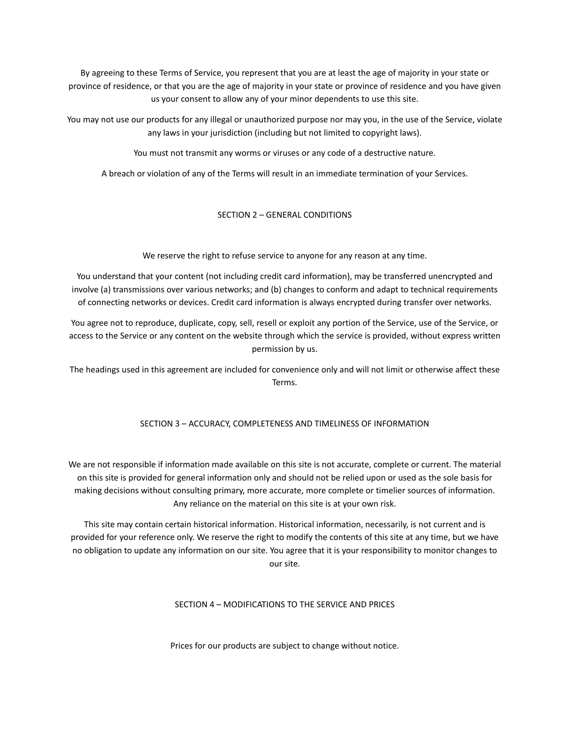By agreeing to these Terms of Service, you represent that you are at least the age of majority in your state or province of residence, or that you are the age of majority in your state or province of residence and you have given us your consent to allow any of your minor dependents to use this site.

You may not use our products for any illegal or unauthorized purpose nor may you, in the use of the Service, violate any laws in your jurisdiction (including but not limited to copyright laws).

You must not transmit any worms or viruses or any code of a destructive nature.

A breach or violation of any of the Terms will result in an immediate termination of your Services.

## SECTION 2 – GENERAL CONDITIONS

We reserve the right to refuse service to anyone for any reason at any time.

You understand that your content (not including credit card information), may be transferred unencrypted and involve (a) transmissions over various networks; and (b) changes to conform and adapt to technical requirements of connecting networks or devices. Credit card information is always encrypted during transfer over networks.

You agree not to reproduce, duplicate, copy, sell, resell or exploit any portion of the Service, use of the Service, or access to the Service or any content on the website through which the service is provided, without express written permission by us.

The headings used in this agreement are included for convenience only and will not limit or otherwise affect these Terms.

## SECTION 3 – ACCURACY, COMPLETENESS AND TIMELINESS OF INFORMATION

We are not responsible if information made available on this site is not accurate, complete or current. The material on this site is provided for general information only and should not be relied upon or used as the sole basis for making decisions without consulting primary, more accurate, more complete or timelier sources of information. Any reliance on the material on this site is at your own risk.

This site may contain certain historical information. Historical information, necessarily, is not current and is provided for your reference only. We reserve the right to modify the contents of this site at any time, but we have no obligation to update any information on our site. You agree that it is your responsibility to monitor changes to our site.

## SECTION 4 – MODIFICATIONS TO THE SERVICE AND PRICES

Prices for our products are subject to change without notice.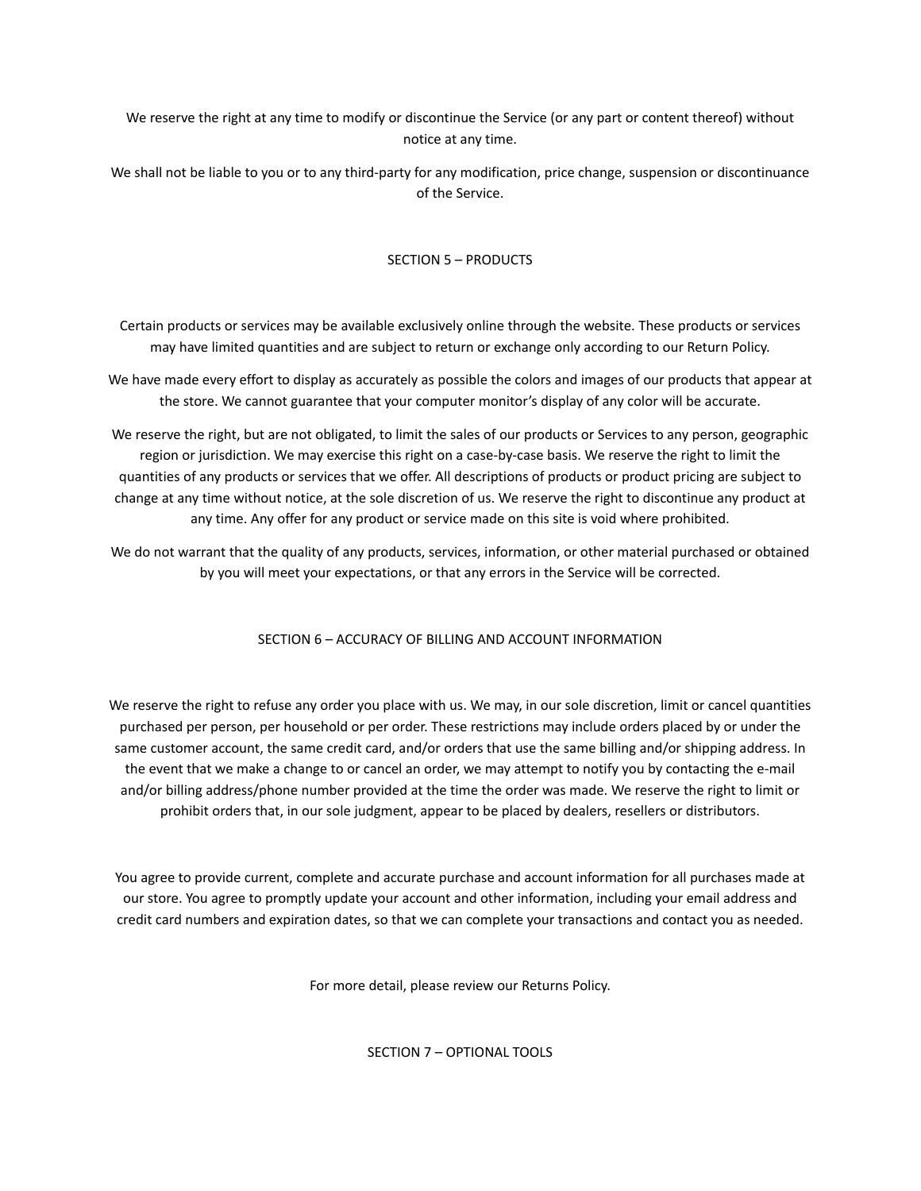We reserve the right at any time to modify or discontinue the Service (or any part or content thereof) without notice at any time.

We shall not be liable to you or to any third-party for any modification, price change, suspension or discontinuance of the Service.

## SECTION 5 – PRODUCTS

Certain products or services may be available exclusively online through the website. These products or services may have limited quantities and are subject to return or exchange only according to our Return Policy.

We have made every effort to display as accurately as possible the colors and images of our products that appear at the store. We cannot guarantee that your computer monitor's display of any color will be accurate.

We reserve the right, but are not obligated, to limit the sales of our products or Services to any person, geographic region or jurisdiction. We may exercise this right on a case-by-case basis. We reserve the right to limit the quantities of any products or services that we offer. All descriptions of products or product pricing are subject to change at any time without notice, at the sole discretion of us. We reserve the right to discontinue any product at any time. Any offer for any product or service made on this site is void where prohibited.

We do not warrant that the quality of any products, services, information, or other material purchased or obtained by you will meet your expectations, or that any errors in the Service will be corrected.

## SECTION 6 – ACCURACY OF BILLING AND ACCOUNT INFORMATION

We reserve the right to refuse any order you place with us. We may, in our sole discretion, limit or cancel quantities purchased per person, per household or per order. These restrictions may include orders placed by or under the same customer account, the same credit card, and/or orders that use the same billing and/or shipping address. In the event that we make a change to or cancel an order, we may attempt to notify you by contacting the e-mail and/or billing address/phone number provided at the time the order was made. We reserve the right to limit or prohibit orders that, in our sole judgment, appear to be placed by dealers, resellers or distributors.

You agree to provide current, complete and accurate purchase and account information for all purchases made at our store. You agree to promptly update your account and other information, including your email address and credit card numbers and expiration dates, so that we can complete your transactions and contact you as needed.

For more detail, please review our Returns Policy.

## SECTION 7 – OPTIONAL TOOLS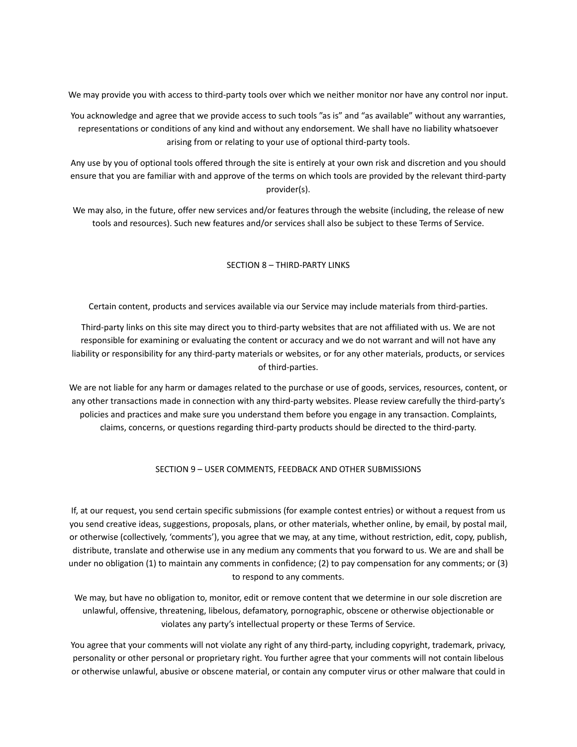We may provide you with access to third-party tools over which we neither monitor nor have any control nor input.

You acknowledge and agree that we provide access to such tools ”as is” and “as available” without any warranties, representations or conditions of any kind and without any endorsement. We shall have no liability whatsoever arising from or relating to your use of optional third-party tools.

Any use by you of optional tools offered through the site is entirely at your own risk and discretion and you should ensure that you are familiar with and approve of the terms on which tools are provided by the relevant third-party provider(s).

We may also, in the future, offer new services and/or features through the website (including, the release of new tools and resources). Such new features and/or services shall also be subject to these Terms of Service.

## SECTION 8 – THIRD-PARTY LINKS

Certain content, products and services available via our Service may include materials from third-parties.

Third-party links on this site may direct you to third-party websites that are not affiliated with us. We are not responsible for examining or evaluating the content or accuracy and we do not warrant and will not have any liability or responsibility for any third-party materials or websites, or for any other materials, products, or services of third-parties.

We are not liable for any harm or damages related to the purchase or use of goods, services, resources, content, or any other transactions made in connection with any third-party websites. Please review carefully the third-party’s policies and practices and make sure you understand them before you engage in any transaction. Complaints, claims, concerns, or questions regarding third-party products should be directed to the third-party.

## SECTION 9 – USER COMMENTS, FEEDBACK AND OTHER SUBMISSIONS

If, at our request, you send certain specific submissions (for example contest entries) or without a request from us you send creative ideas, suggestions, proposals, plans, or other materials, whether online, by email, by postal mail, or otherwise (collectively, ‘comments’), you agree that we may, at any time, without restriction, edit, copy, publish, distribute, translate and otherwise use in any medium any comments that you forward to us. We are and shall be under no obligation (1) to maintain any comments in confidence; (2) to pay compensation for any comments; or (3) to respond to any comments.

We may, but have no obligation to, monitor, edit or remove content that we determine in our sole discretion are unlawful, offensive, threatening, libelous, defamatory, pornographic, obscene or otherwise objectionable or violates any party’s intellectual property or these Terms of Service.

You agree that your comments will not violate any right of any third-party, including copyright, trademark, privacy, personality or other personal or proprietary right. You further agree that your comments will not contain libelous or otherwise unlawful, abusive or obscene material, or contain any computer virus or other malware that could in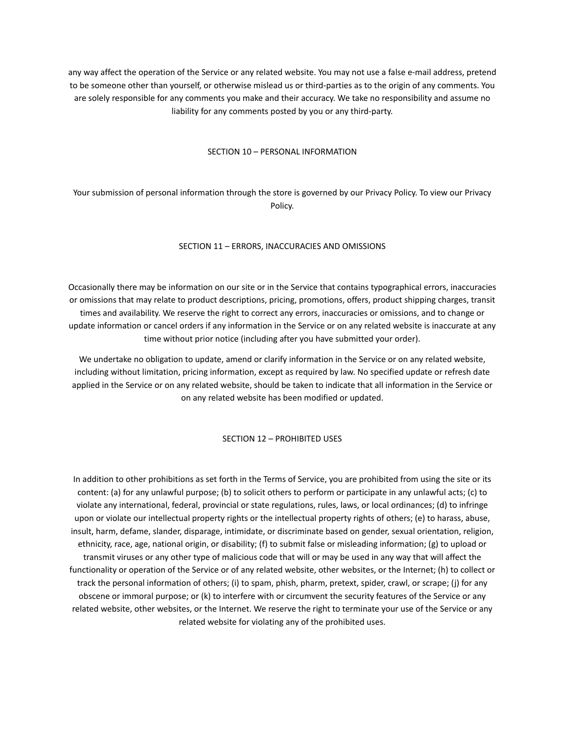any way affect the operation of the Service or any related website. You may not use a false e-mail address, pretend to be someone other than yourself, or otherwise mislead us or third-parties as to the origin of any comments. You are solely responsible for any comments you make and their accuracy. We take no responsibility and assume no liability for any comments posted by you or any third-party.

## SECTION 10 – PERSONAL INFORMATION

Your submission of personal information through the store is governed by our Privacy Policy. To view our Privacy Policy.

## SECTION 11 – ERRORS, INACCURACIES AND OMISSIONS

Occasionally there may be information on our site or in the Service that contains typographical errors, inaccuracies or omissions that may relate to product descriptions, pricing, promotions, offers, product shipping charges, transit times and availability. We reserve the right to correct any errors, inaccuracies or omissions, and to change or update information or cancel orders if any information in the Service or on any related website is inaccurate at any time without prior notice (including after you have submitted your order).

We undertake no obligation to update, amend or clarify information in the Service or on any related website, including without limitation, pricing information, except as required by law. No specified update or refresh date applied in the Service or on any related website, should be taken to indicate that all information in the Service or on any related website has been modified or updated.

## SECTION 12 – PROHIBITED USES

In addition to other prohibitions as set forth in the Terms of Service, you are prohibited from using the site or its content: (a) for any unlawful purpose; (b) to solicit others to perform or participate in any unlawful acts; (c) to violate any international, federal, provincial or state regulations, rules, laws, or local ordinances; (d) to infringe upon or violate our intellectual property rights or the intellectual property rights of others; (e) to harass, abuse, insult, harm, defame, slander, disparage, intimidate, or discriminate based on gender, sexual orientation, religion, ethnicity, race, age, national origin, or disability; (f) to submit false or misleading information; (g) to upload or transmit viruses or any other type of malicious code that will or may be used in any way that will affect the functionality or operation of the Service or of any related website, other websites, or the Internet; (h) to collect or track the personal information of others; (i) to spam, phish, pharm, pretext, spider, crawl, or scrape; (j) for any obscene or immoral purpose; or (k) to interfere with or circumvent the security features of the Service or any related website, other websites, or the Internet. We reserve the right to terminate your use of the Service or any related website for violating any of the prohibited uses.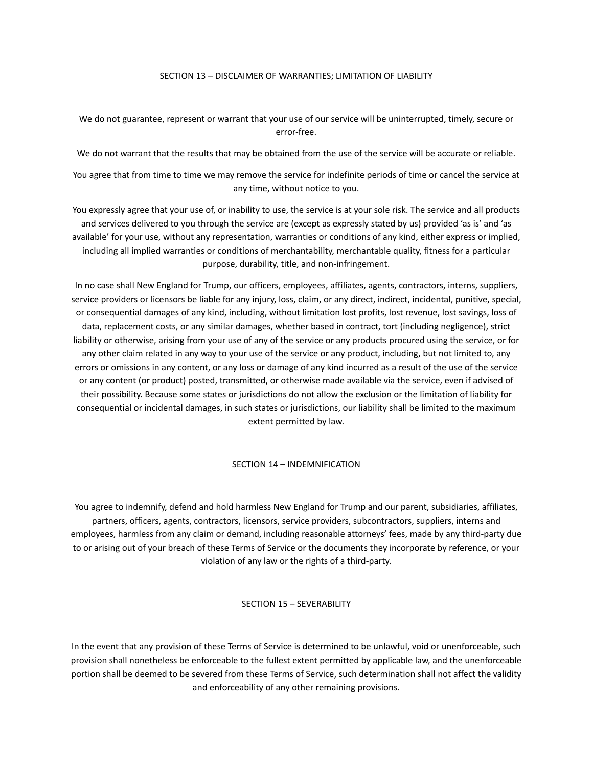## SECTION 13 – DISCLAIMER OF WARRANTIES; LIMITATION OF LIABILITY

We do not guarantee, represent or warrant that your use of our service will be uninterrupted, timely, secure or error-free.

We do not warrant that the results that may be obtained from the use of the service will be accurate or reliable.

You agree that from time to time we may remove the service for indefinite periods of time or cancel the service at any time, without notice to you.

You expressly agree that your use of, or inability to use, the service is at your sole risk. The service and all products and services delivered to you through the service are (except as expressly stated by us) provided 'as is' and 'as available' for your use, without any representation, warranties or conditions of any kind, either express or implied, including all implied warranties or conditions of merchantability, merchantable quality, fitness for a particular purpose, durability, title, and non-infringement.

In no case shall New England for Trump, our officers, employees, affiliates, agents, contractors, interns, suppliers, service providers or licensors be liable for any injury, loss, claim, or any direct, indirect, incidental, punitive, special, or consequential damages of any kind, including, without limitation lost profits, lost revenue, lost savings, loss of data, replacement costs, or any similar damages, whether based in contract, tort (including negligence), strict liability or otherwise, arising from your use of any of the service or any products procured using the service, or for any other claim related in any way to your use of the service or any product, including, but not limited to, any errors or omissions in any content, or any loss or damage of any kind incurred as a result of the use of the service or any content (or product) posted, transmitted, or otherwise made available via the service, even if advised of their possibility. Because some states or jurisdictions do not allow the exclusion or the limitation of liability for consequential or incidental damages, in such states or jurisdictions, our liability shall be limited to the maximum extent permitted by law.

## SECTION 14 – INDEMNIFICATION

You agree to indemnify, defend and hold harmless New England for Trump and our parent, subsidiaries, affiliates, partners, officers, agents, contractors, licensors, service providers, subcontractors, suppliers, interns and employees, harmless from any claim or demand, including reasonable attorneys' fees, made by any third-party due to or arising out of your breach of these Terms of Service or the documents they incorporate by reference, or your violation of any law or the rights of a third-party.

## SECTION 15 – SEVERABILITY

In the event that any provision of these Terms of Service is determined to be unlawful, void or unenforceable, such provision shall nonetheless be enforceable to the fullest extent permitted by applicable law, and the unenforceable portion shall be deemed to be severed from these Terms of Service, such determination shall not affect the validity and enforceability of any other remaining provisions.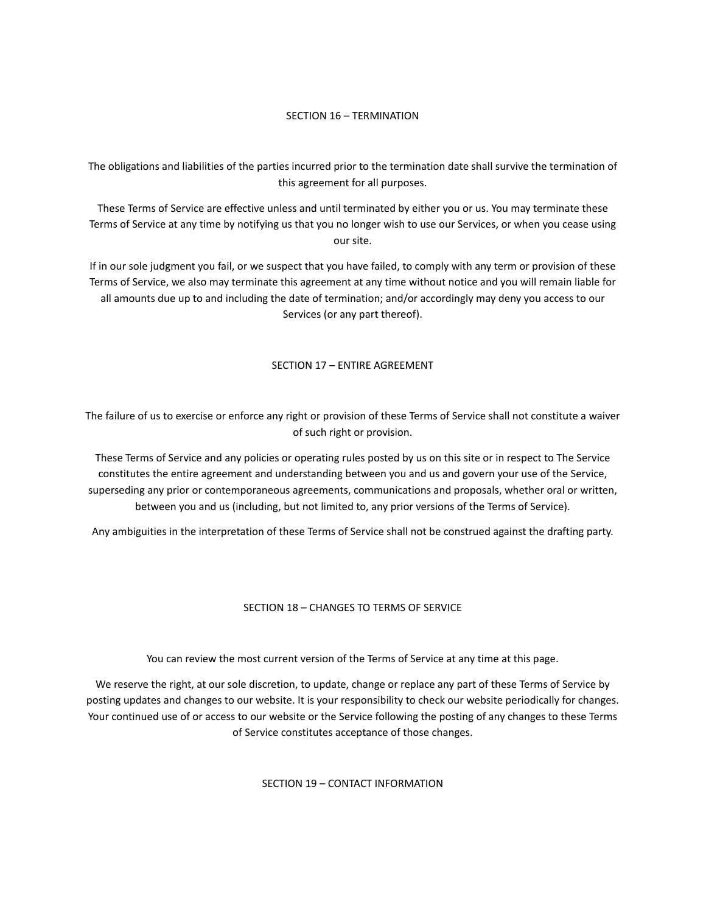## SECTION 16 – TERMINATION

The obligations and liabilities of the parties incurred prior to the termination date shall survive the termination of this agreement for all purposes.

These Terms of Service are effective unless and until terminated by either you or us. You may terminate these Terms of Service at any time by notifying us that you no longer wish to use our Services, or when you cease using our site.

If in our sole judgment you fail, or we suspect that you have failed, to comply with any term or provision of these Terms of Service, we also may terminate this agreement at any time without notice and you will remain liable for all amounts due up to and including the date of termination; and/or accordingly may deny you access to our Services (or any part thereof).

## SECTION 17 – ENTIRE AGREEMENT

The failure of us to exercise or enforce any right or provision of these Terms of Service shall not constitute a waiver of such right or provision.

These Terms of Service and any policies or operating rules posted by us on this site or in respect to The Service constitutes the entire agreement and understanding between you and us and govern your use of the Service, superseding any prior or contemporaneous agreements, communications and proposals, whether oral or written, between you and us (including, but not limited to, any prior versions of the Terms of Service).

Any ambiguities in the interpretation of these Terms of Service shall not be construed against the drafting party.

## SECTION 18 – CHANGES TO TERMS OF SERVICE

You can review the most current version of the Terms of Service at any time at this page.

We reserve the right, at our sole discretion, to update, change or replace any part of these Terms of Service by posting updates and changes to our website. It is your responsibility to check our website periodically for changes. Your continued use of or access to our website or the Service following the posting of any changes to these Terms of Service constitutes acceptance of those changes.

## SECTION 19 – CONTACT INFORMATION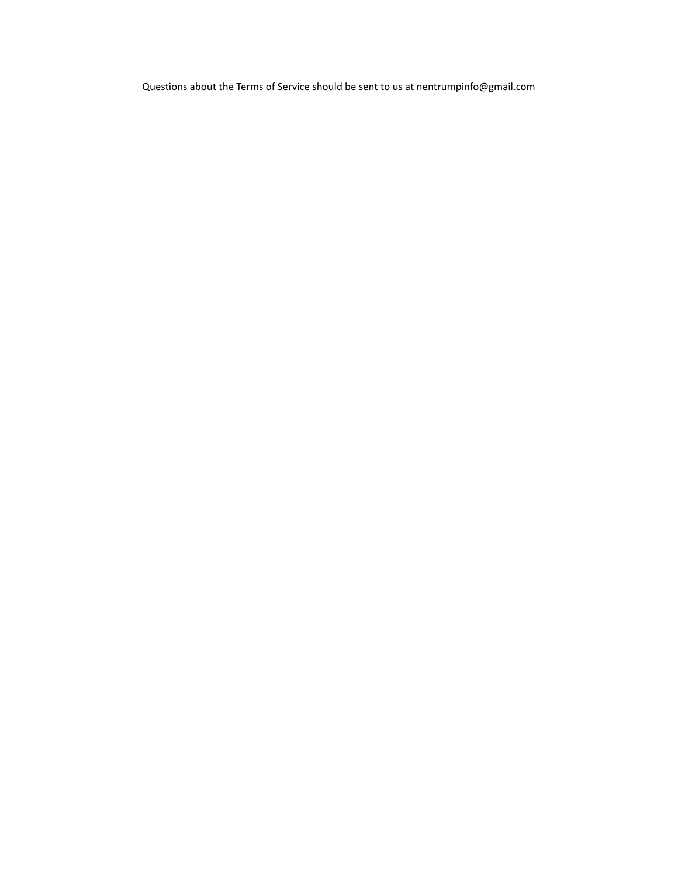Questions about the Terms of Service should be sent to us at nentrumpinfo@gmail.com